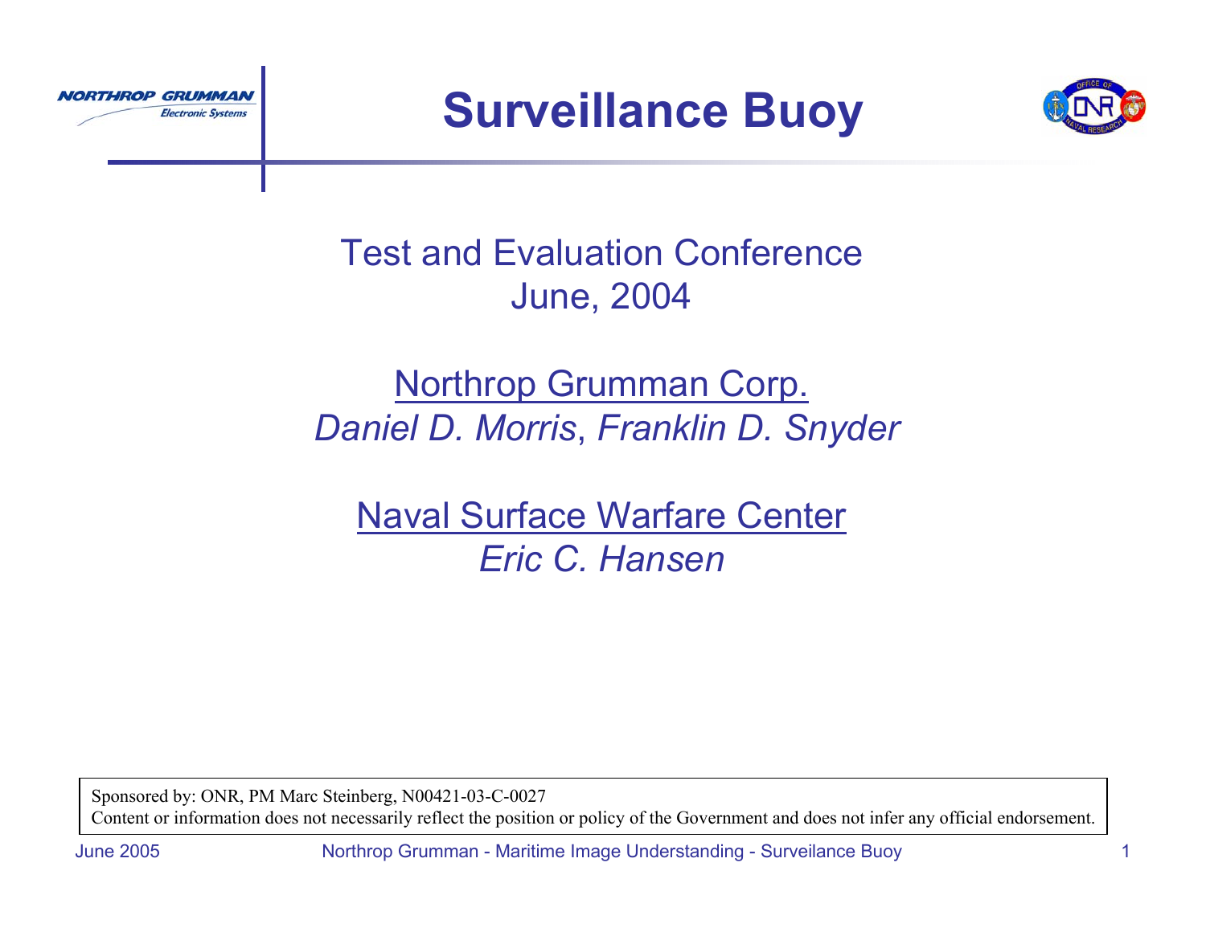# Surveillance Buoy

Test and Evaluation Conference
June, 2004

Northrop Grumman Corp.
*Daniel D. Morris*, *Franklin D. Snyder*

Naval Surface Warfare Center
*Eric C. Hansen*

Sponsored by: ONR, PM Marc Steinberg, N00421-03-C-0027
Content or information does not necessarily reflect the position or policy of the Government and does not infer any official endorsement.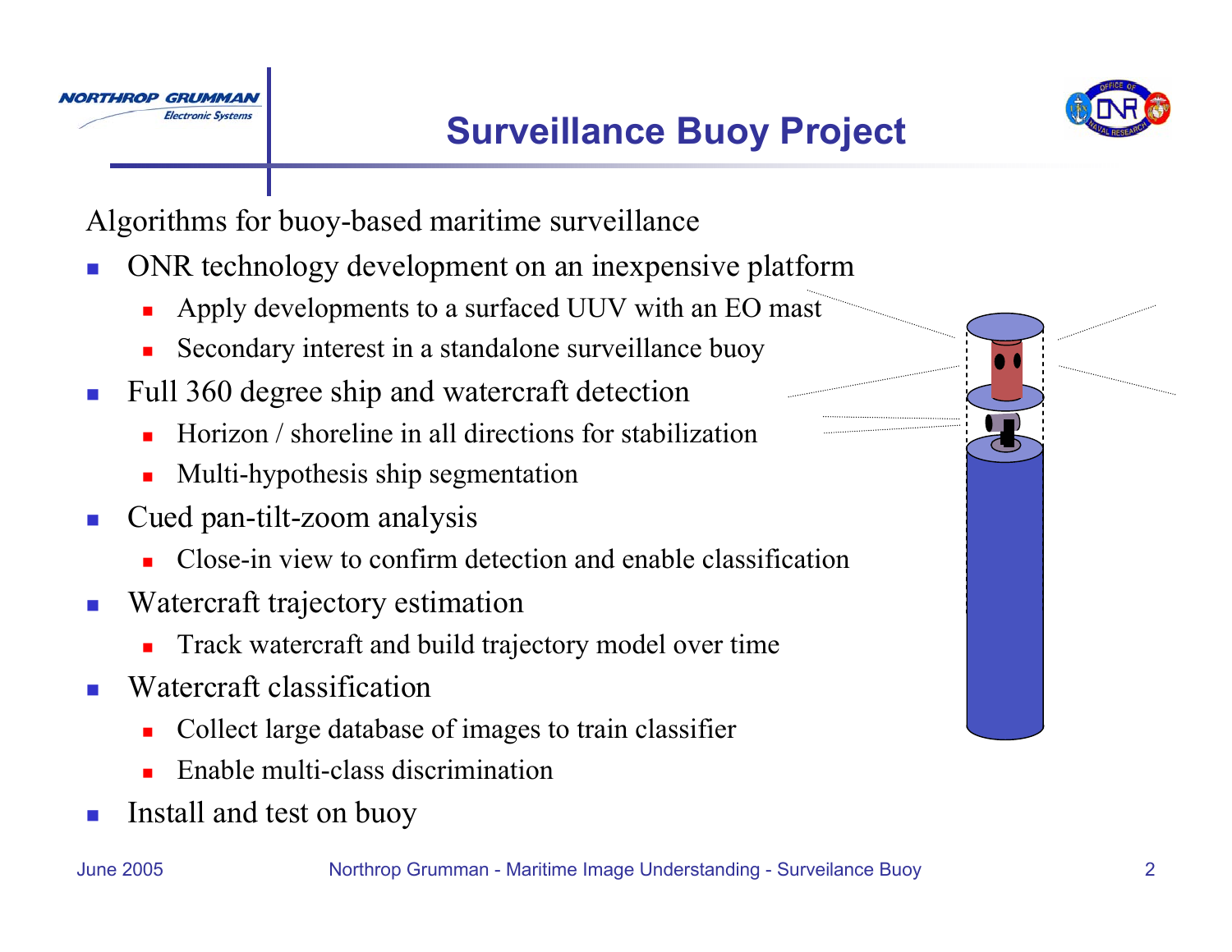# Surveillance Buoy Project

Algorithms for buoy-based maritime surveillance

- ONR technology development on an inexpensive platform
  - Apply developments to a surfaced UUV with an EO mast
  - Secondary interest in a standalone surveillance buoy
- Full 360 degree ship and watercraft detection
  - Horizon / shoreline in all directions for stabilization
  - Multi-hypothesis ship segmentation
- Cued pan-tilt-zoom analysis
  - Close-in view to confirm detection and enable classification
- Watercraft trajectory estimation
  - Track watercraft and build trajectory model over time
- Watercraft classification
  - Collect large database of images to train classifier
  - Enable multi-class discrimination
- Install and test on buoy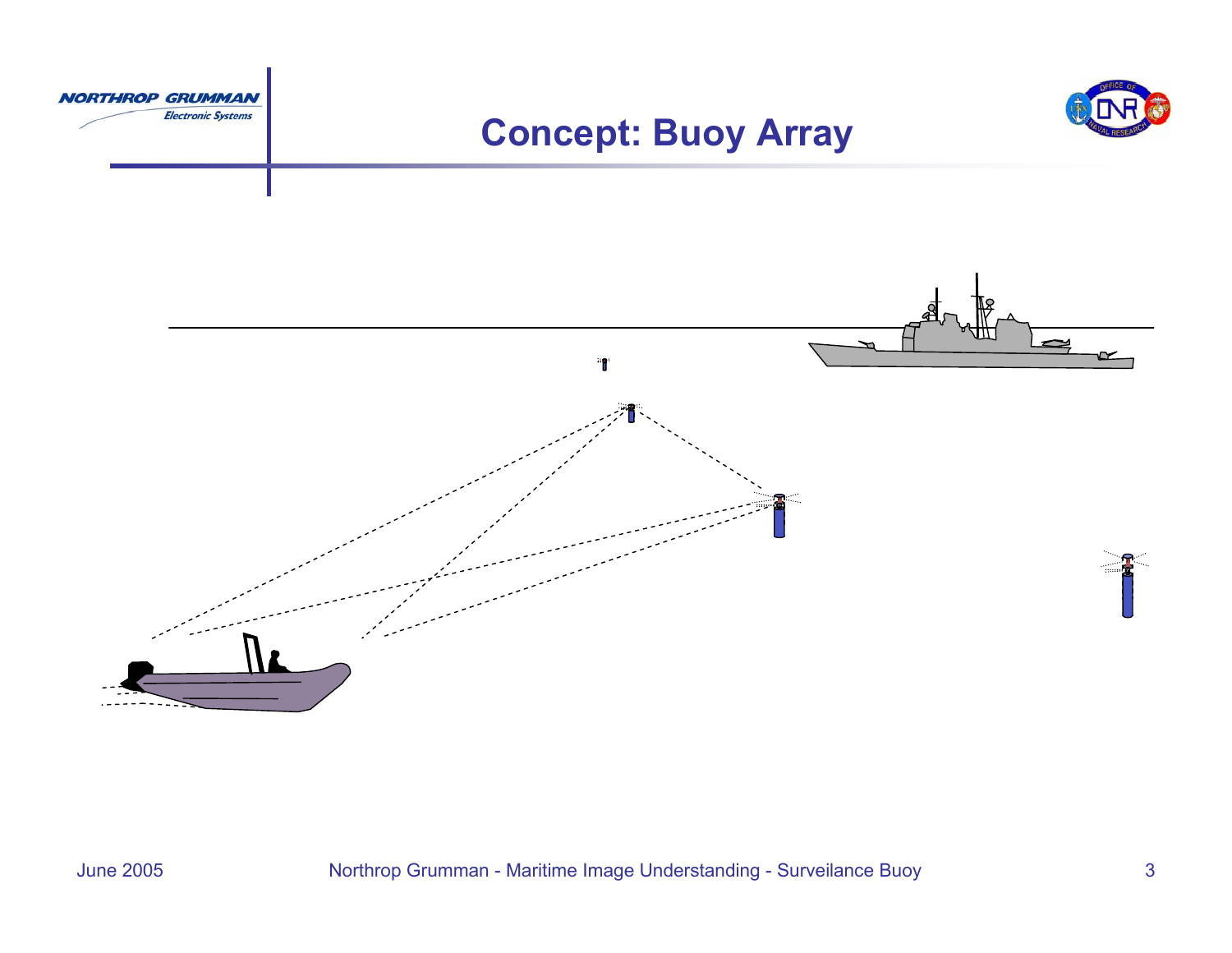# Concept: Buoy Array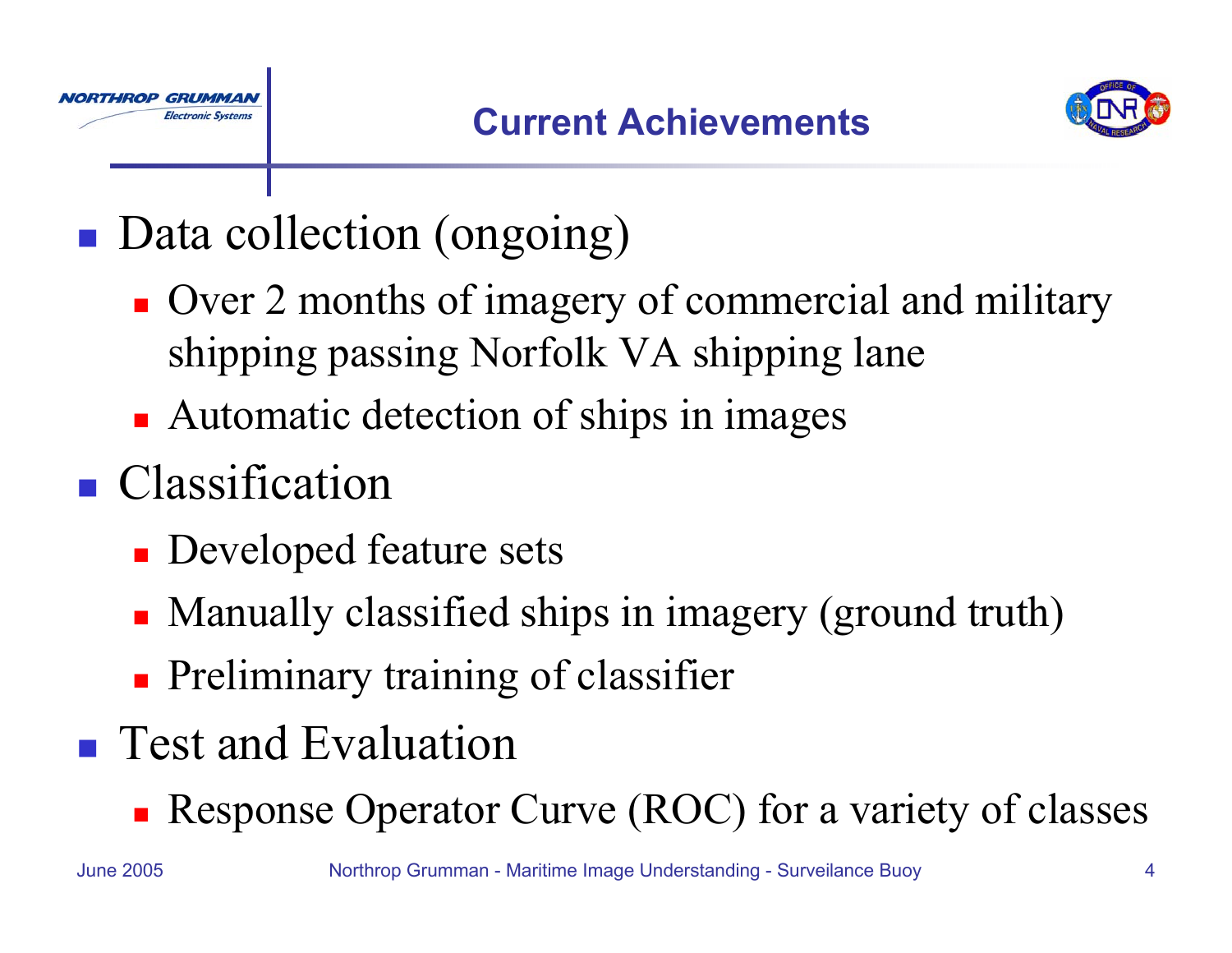# Current Achievements

- Data collection (ongoing)
  - Over 2 months of imagery of commercial and military shipping passing Norfolk VA shipping lane
  - Automatic detection of ships in images
- Classification
  - Developed feature sets
  - Manually classified ships in imagery (ground truth)
  - Preliminary training of classifier
- Test and Evaluation
  - Response Operator Curve (ROC) for a variety of classes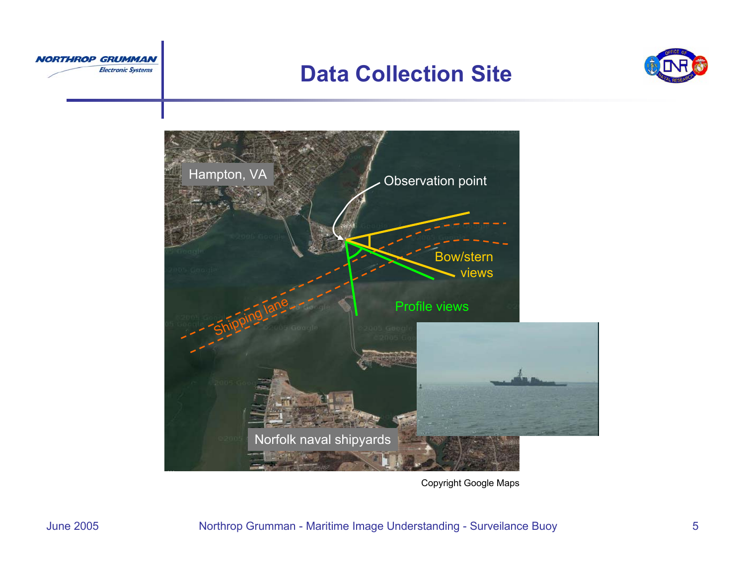# Data Collection Site

Hampton, VA

Observation point

Bow/stern views

Profile views

Shipping lane

Norfolk naval shipyards

Copyright Google Maps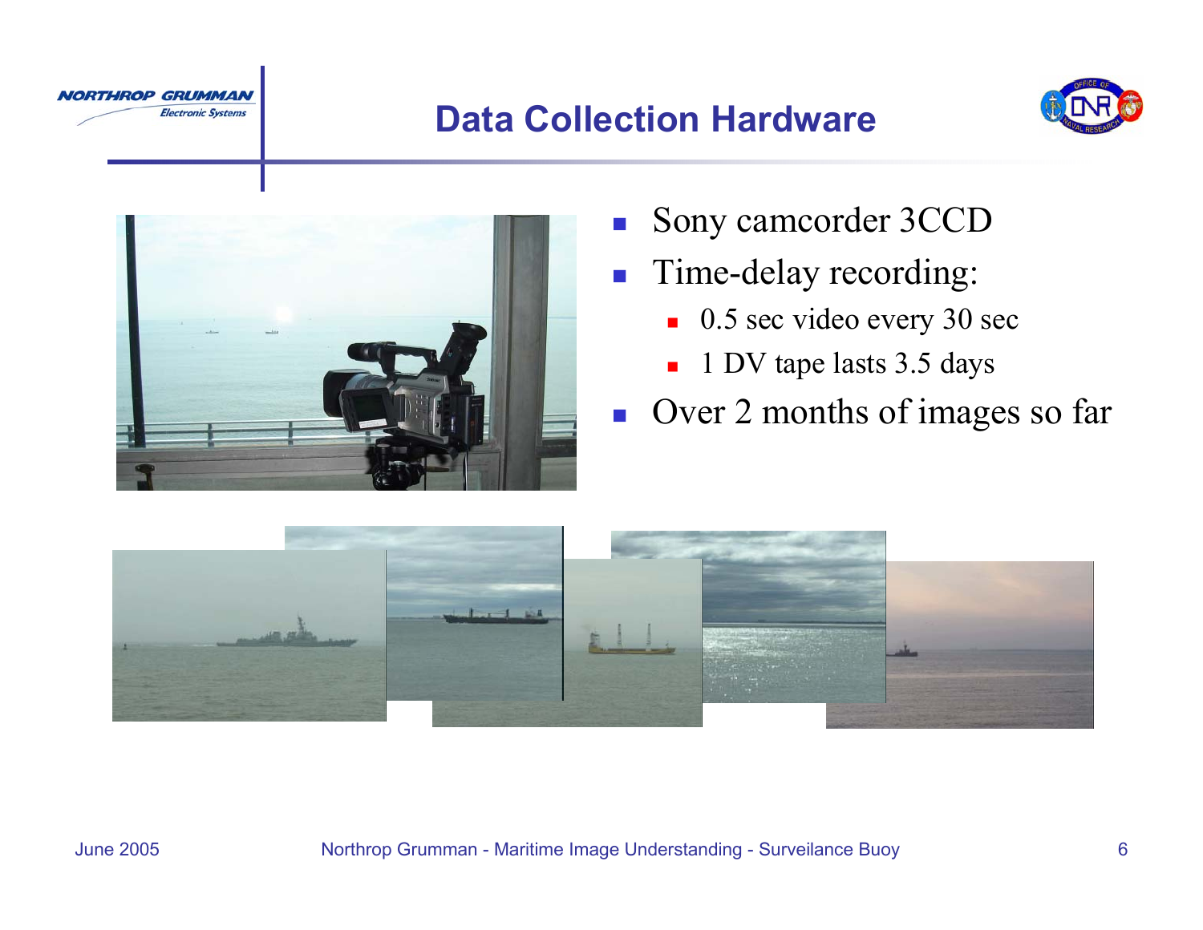# Data Collection Hardware

- Sony camcorder 3CCD
- Time-delay recording:
  - 0.5 sec video every 30 sec
  - 1 DV tape lasts 3.5 days
- Over 2 months of images so far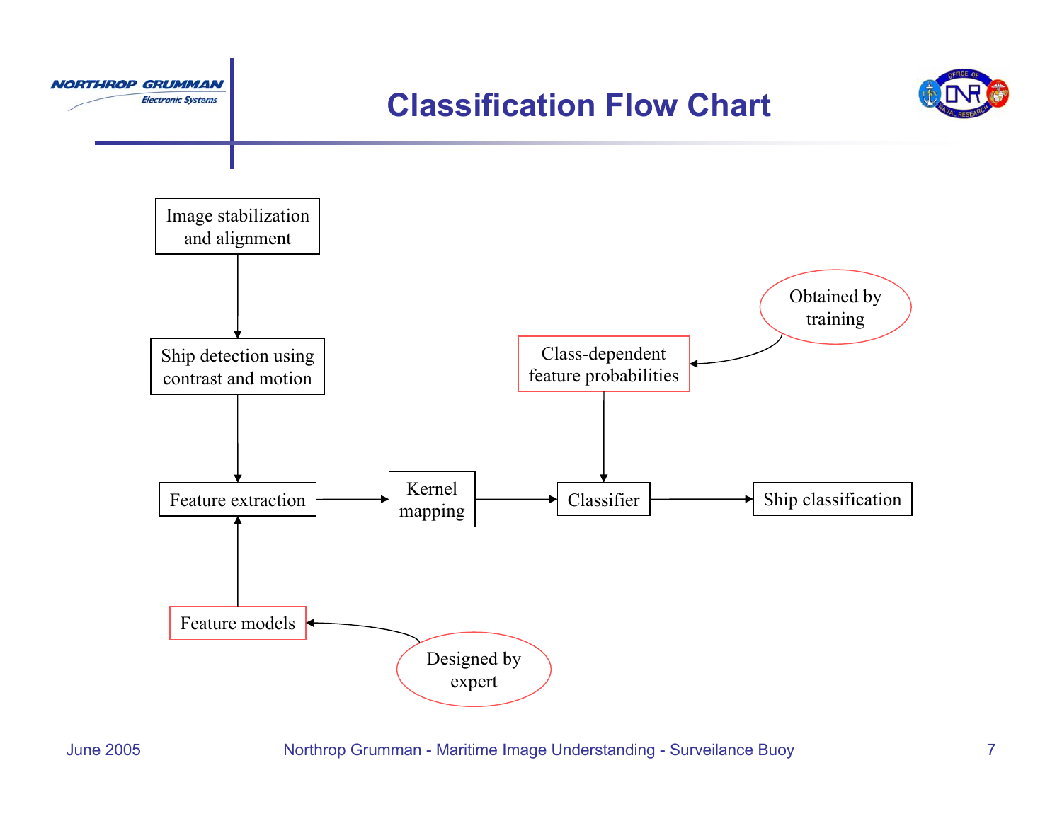# Classification Flow Chart

Image stabilization and alignment

Ship detection using contrast and motion

Feature extraction

Kernel mapping

Classifier

Ship classification

Class-dependent feature probabilities

Obtained by training

Feature models

Designed by expert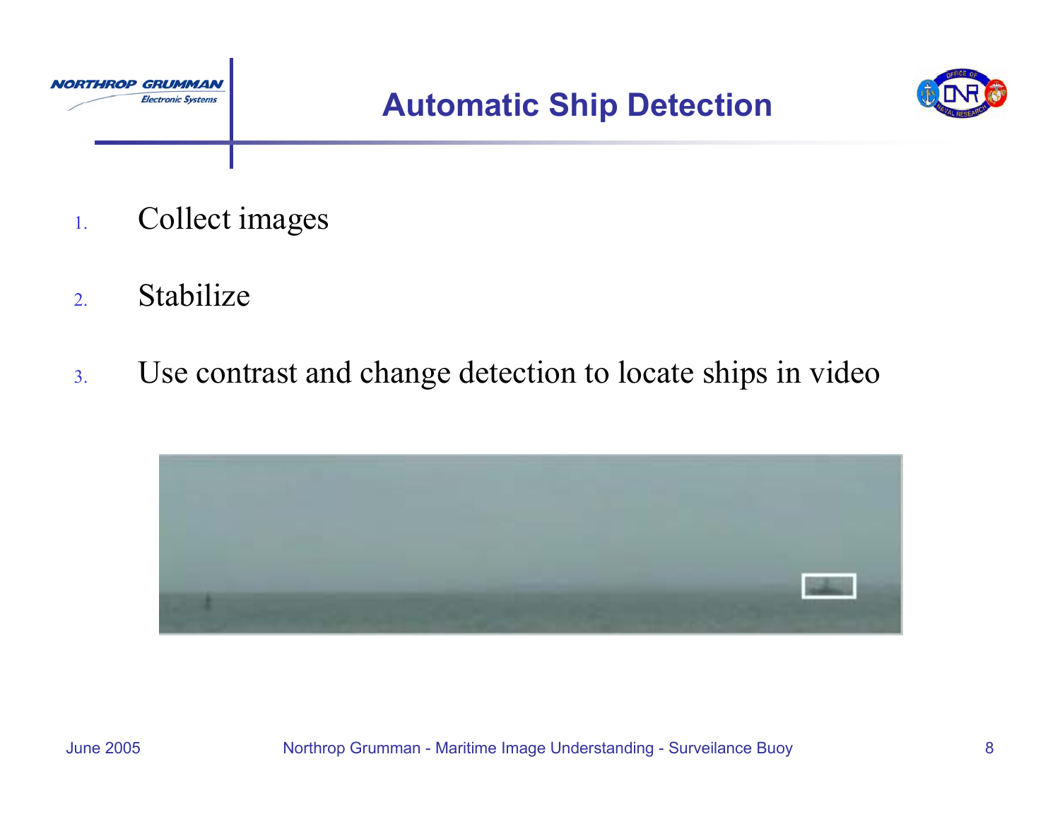# Automatic Ship Detection

1. Collect images

2. Stabilize

3. Use contrast and change detection to locate ships in video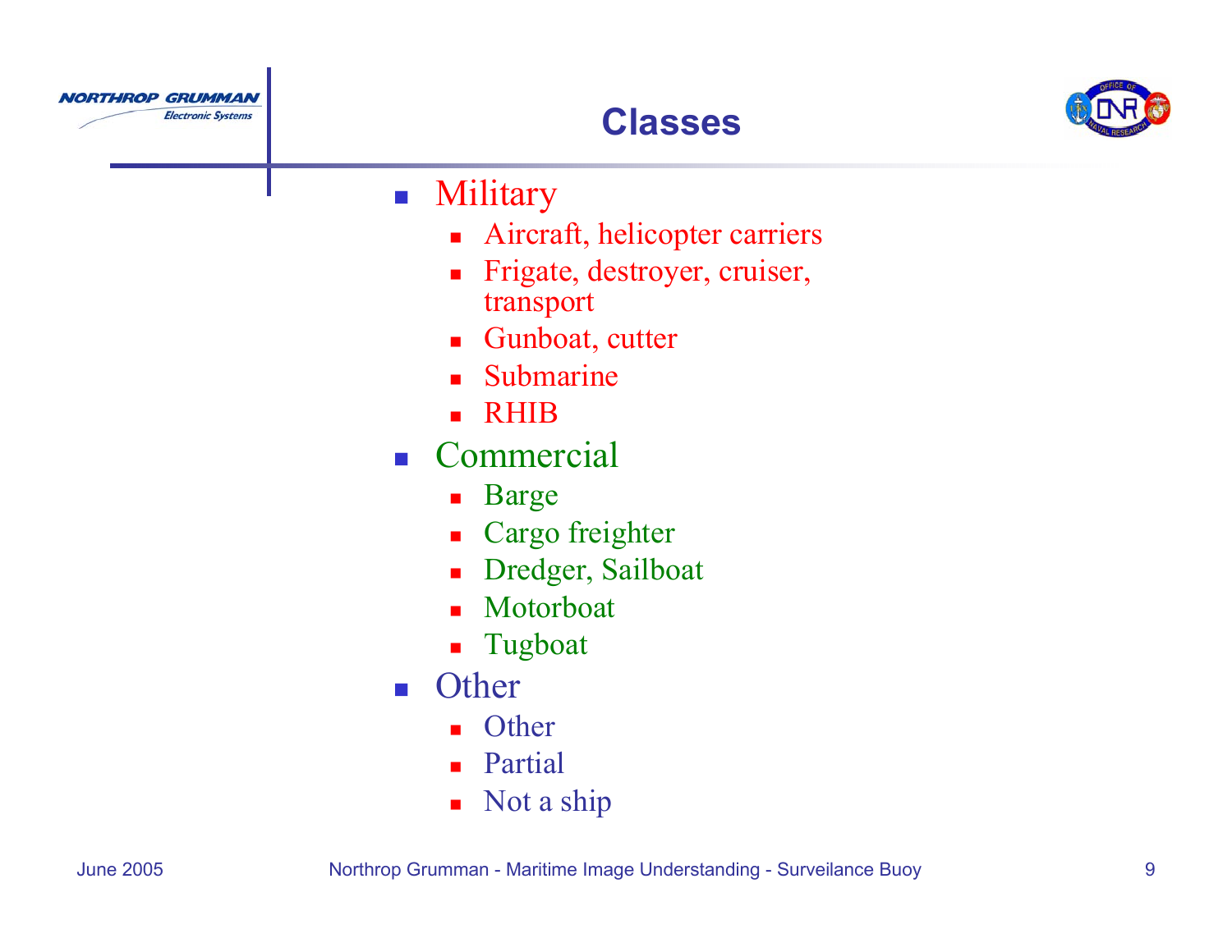# Classes

- Military
  - Aircraft, helicopter carriers
  - Frigate, destroyer, cruiser, transport
  - Gunboat, cutter
  - Submarine
  - RHIB
- Commercial
  - Barge
  - Cargo freighter
  - Dredger, Sailboat
  - Motorboat
  - Tugboat
- Other
  - Other
  - Partial
  - Not a ship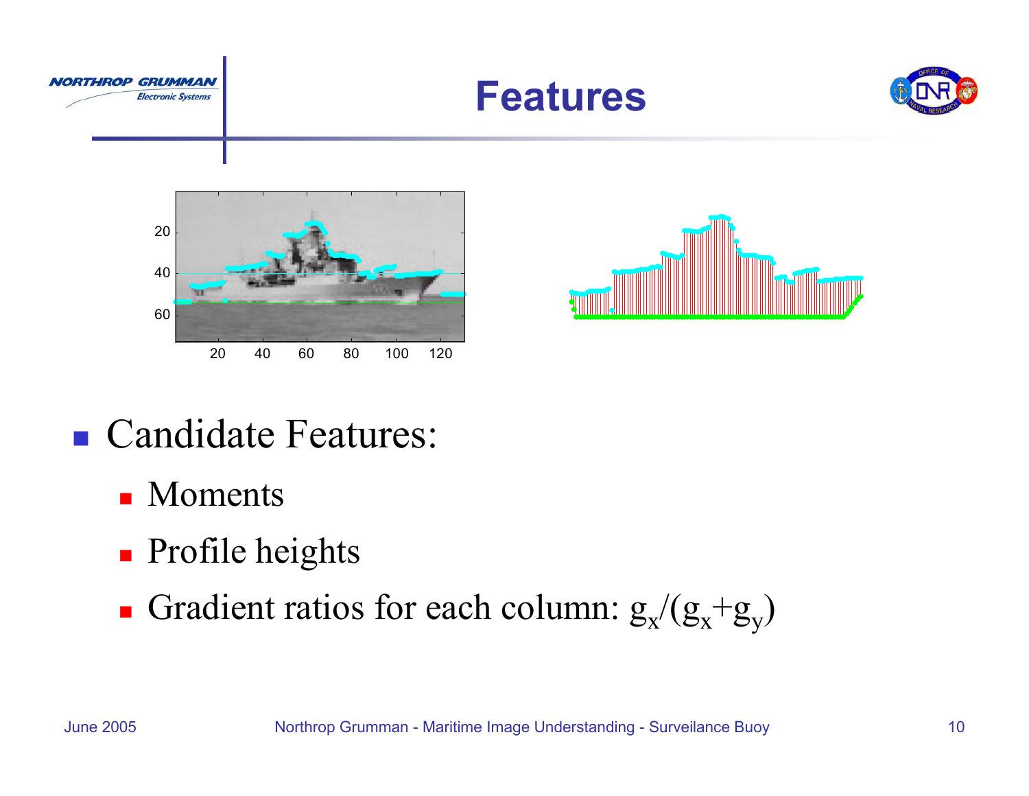# Features

- Candidate Features:
  - Moments
  - Profile heights
  - Gradient ratios for each column: $g_x/(g_x+g_y)$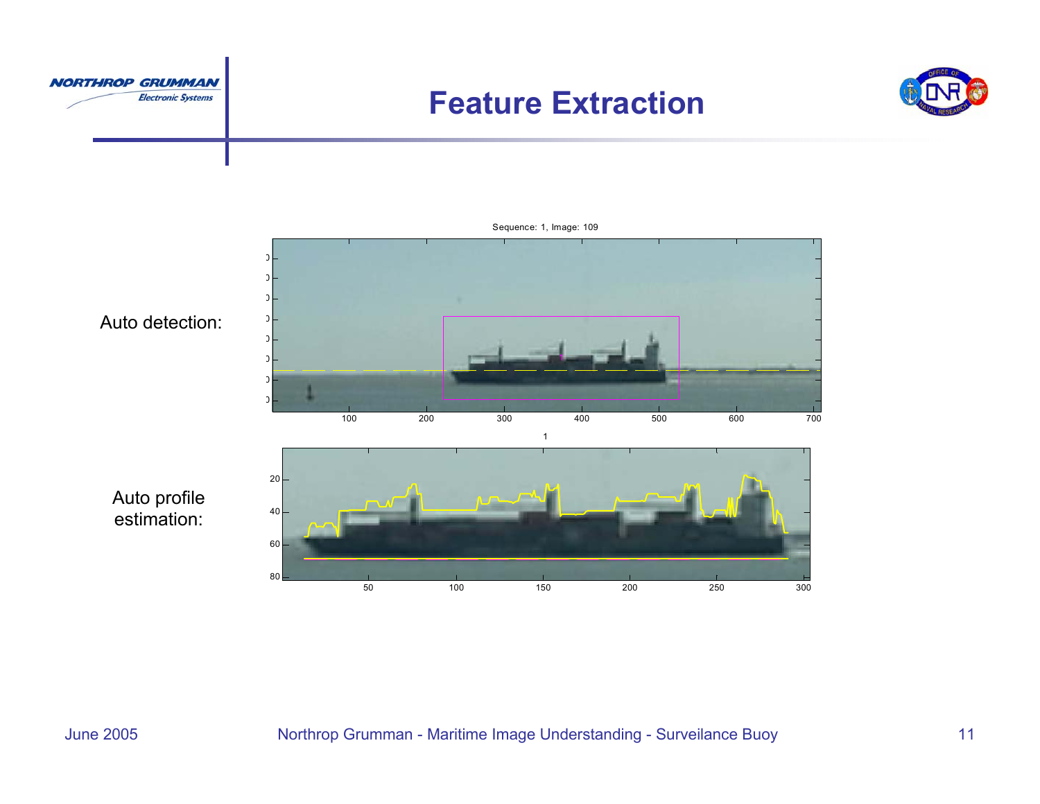# Feature Extraction

Auto detection:

Auto profile estimation: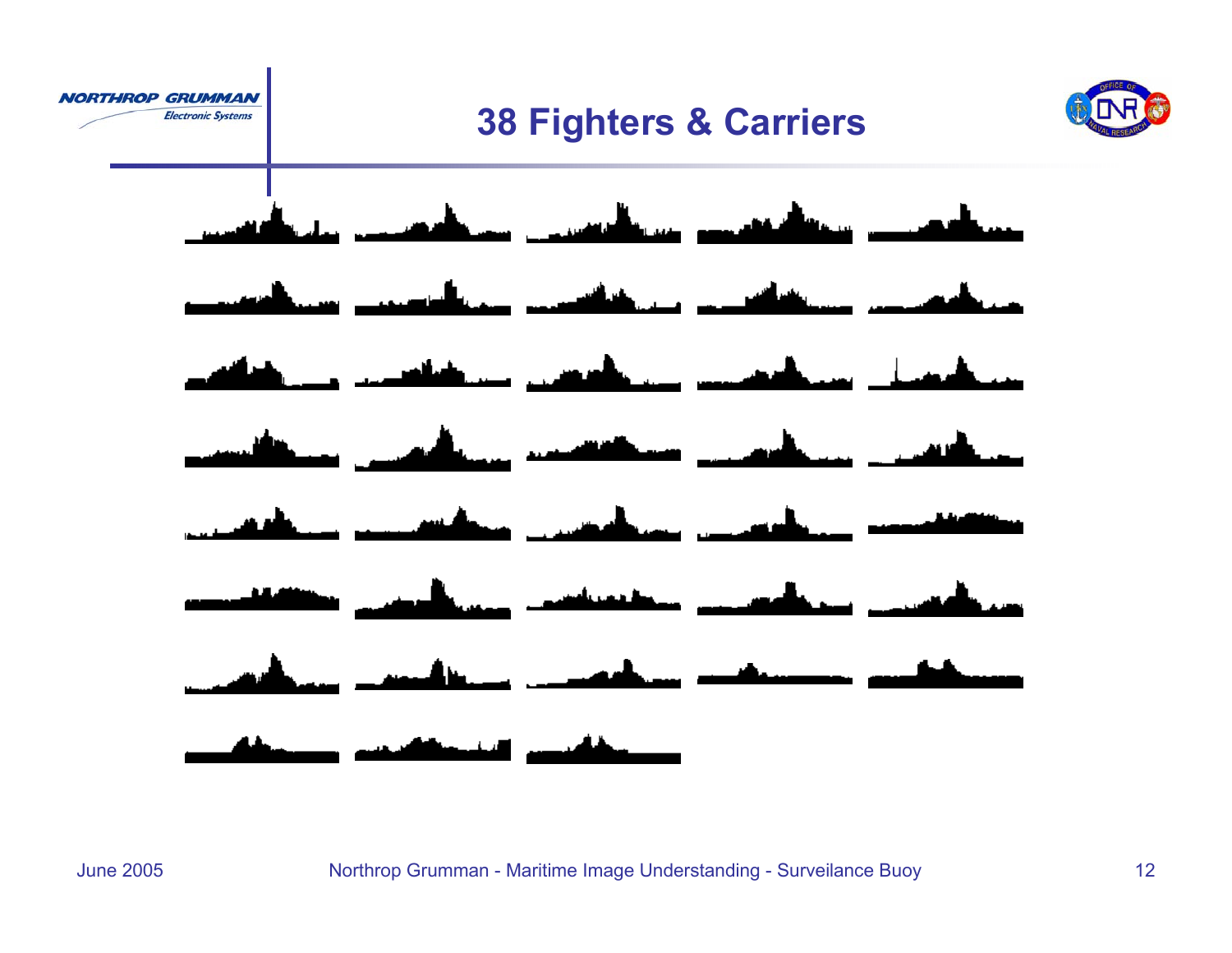# 38 Fighters & Carriers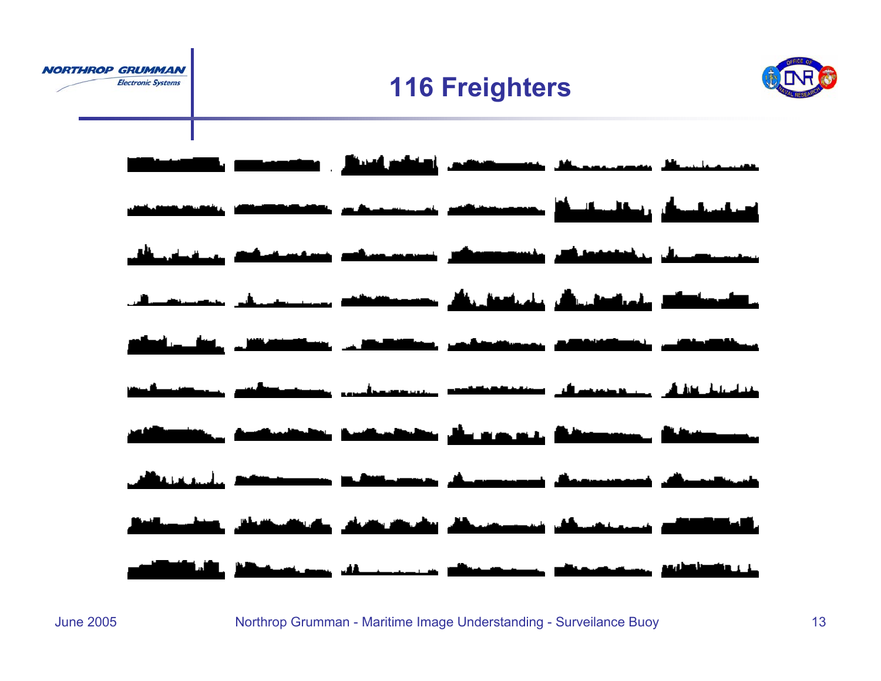# 116 Freighters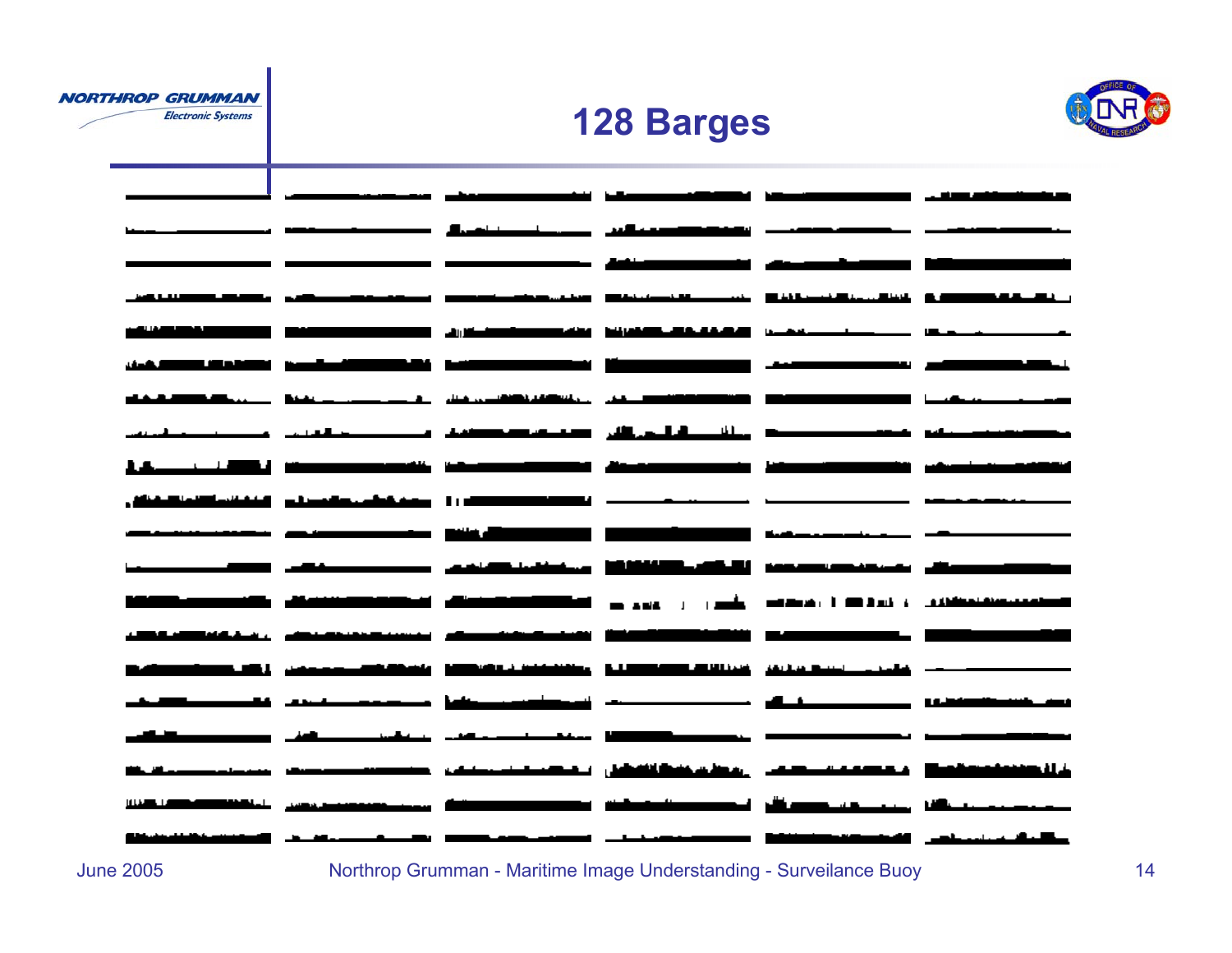# 128 Barges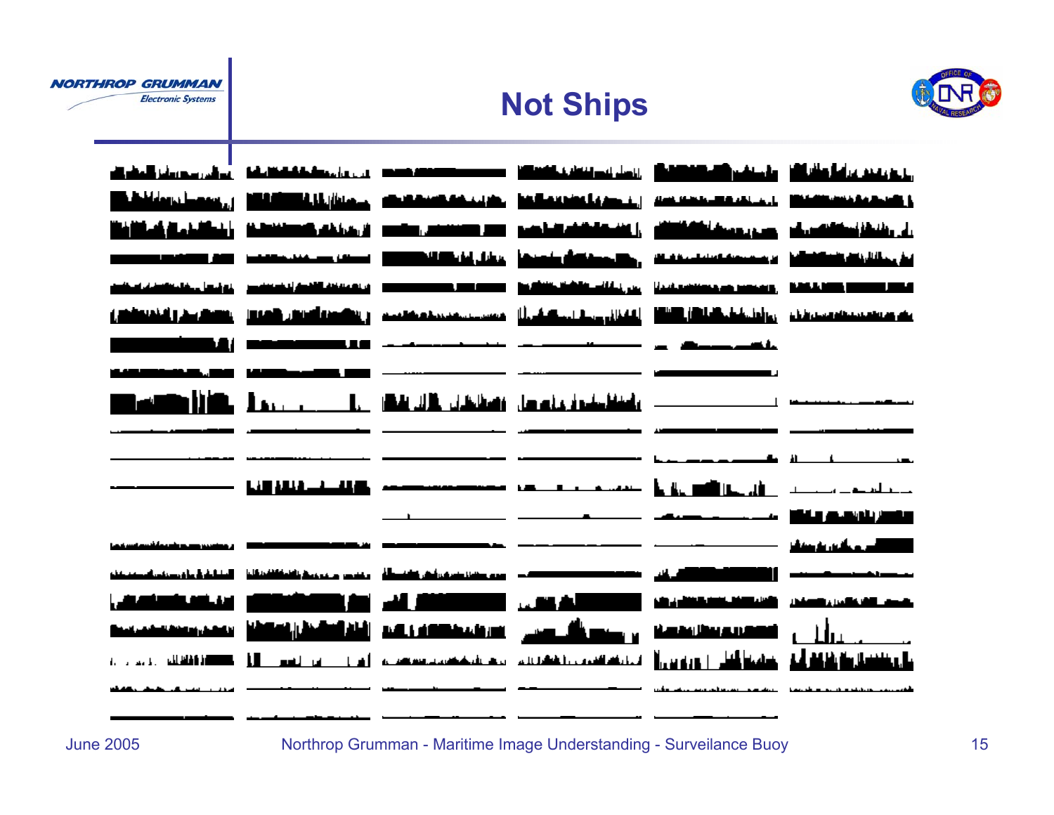# Not Ships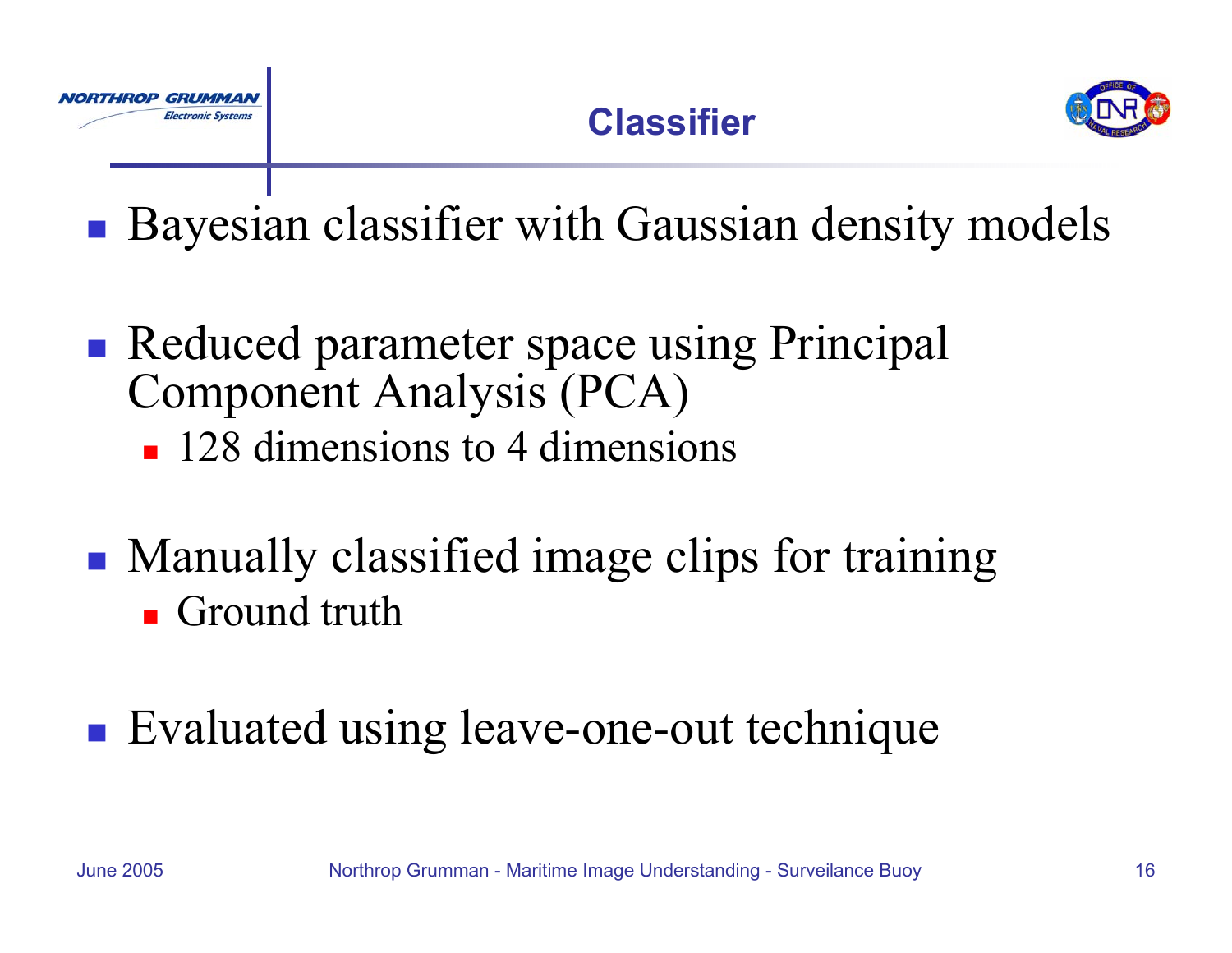# Classifier

- Bayesian classifier with Gaussian density models
- Reduced parameter space using Principal Component Analysis (PCA)
  - 128 dimensions to 4 dimensions
- Manually classified image clips for training
  - Ground truth
- Evaluated using leave-one-out technique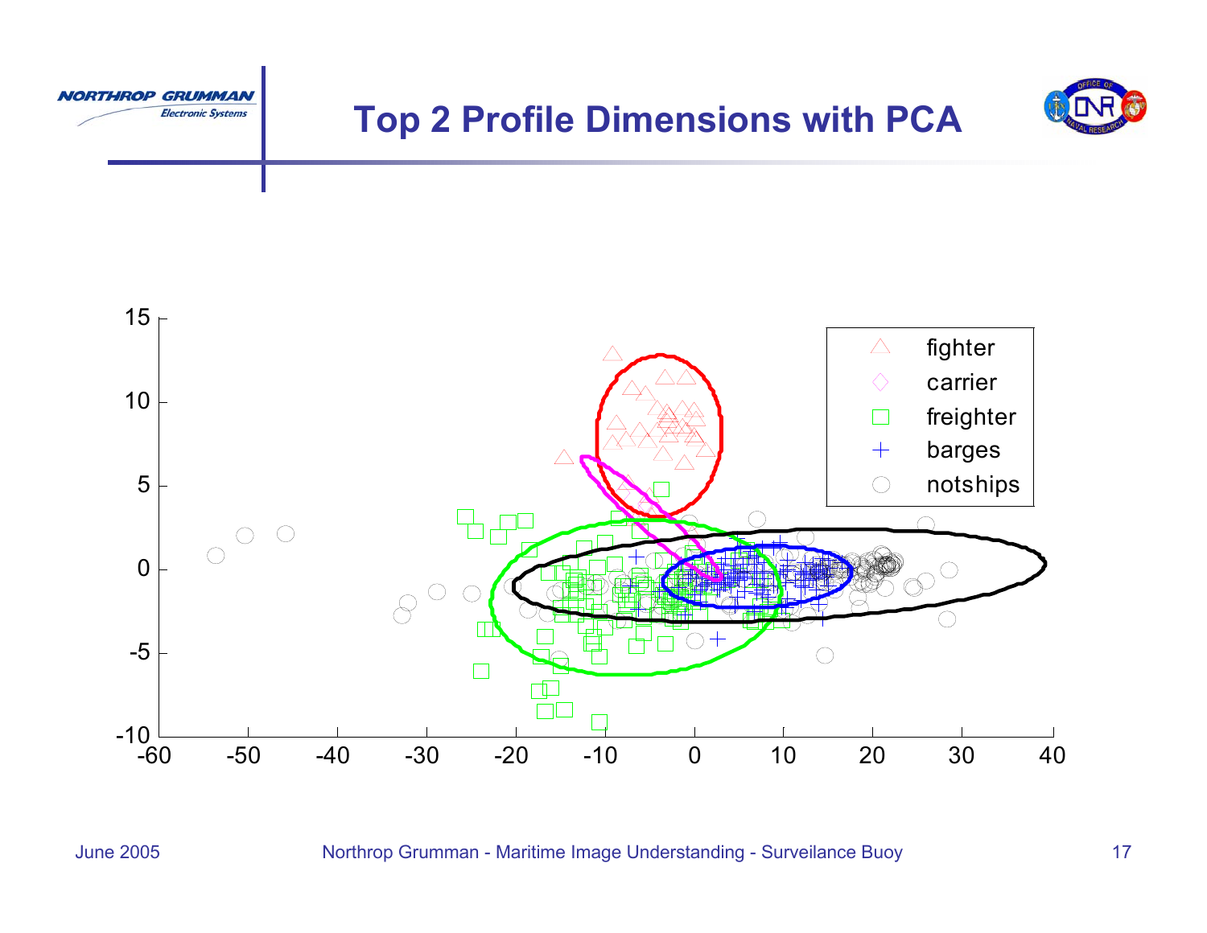# Top 2 Profile Dimensions with PCA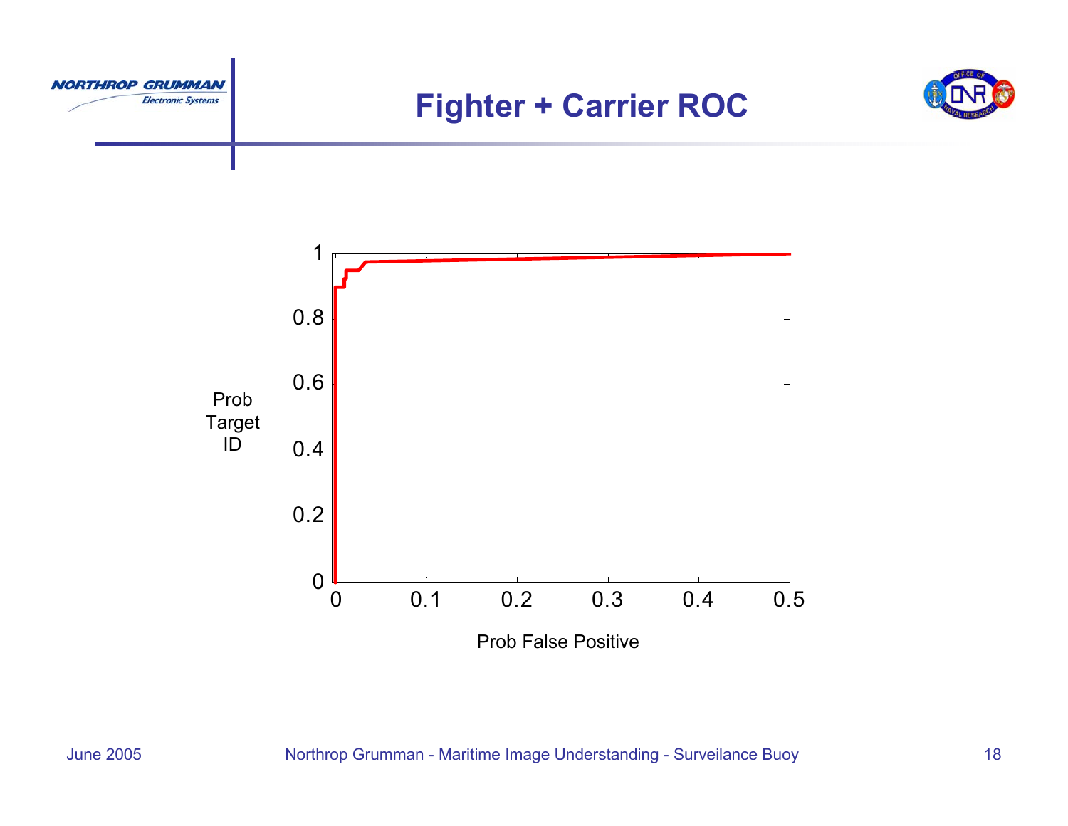# Fighter + Carrier ROC

Prob Target ID

1
0.8
0.6
0.4
0.2
0

0 0.1 0.2 0.3 0.4 0.5

Prob False Positive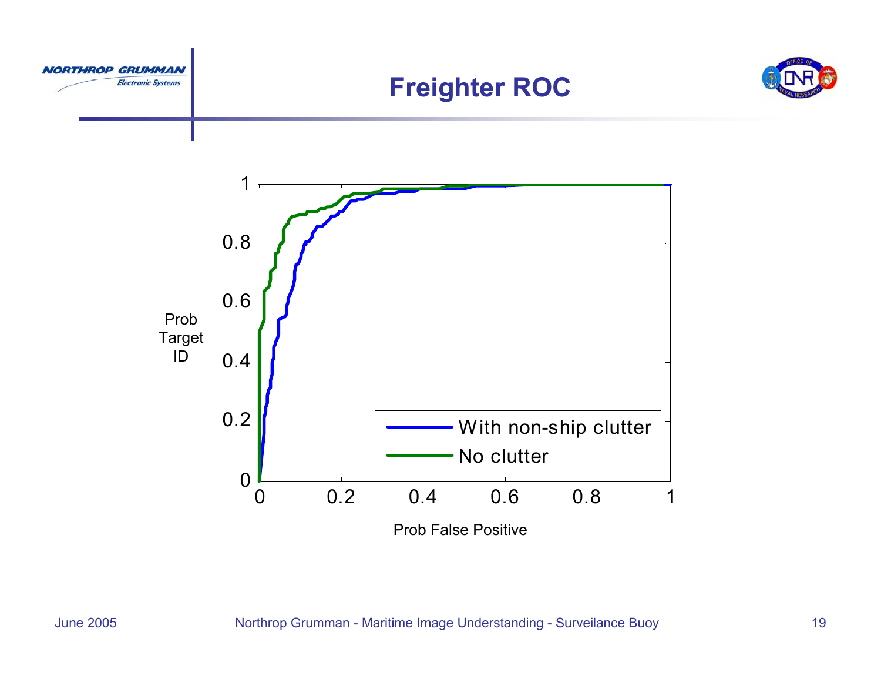# Freighter ROC

Prob Target ID

Prob False Positive

With non-ship clutter

No clutter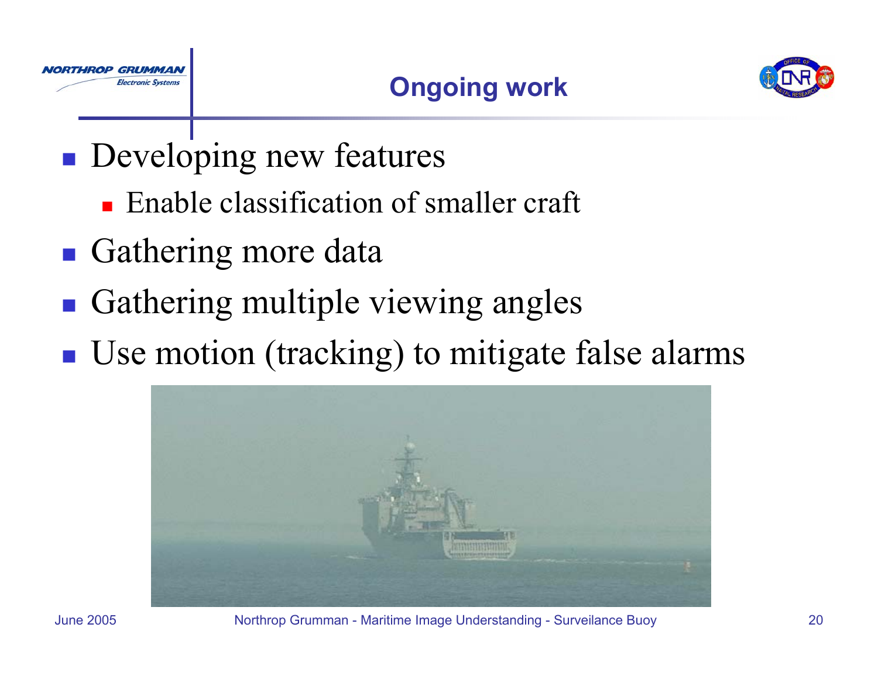# Ongoing work

- Developing new features
  - Enable classification of smaller craft
- Gathering more data
- Gathering multiple viewing angles
- Use motion (tracking) to mitigate false alarms